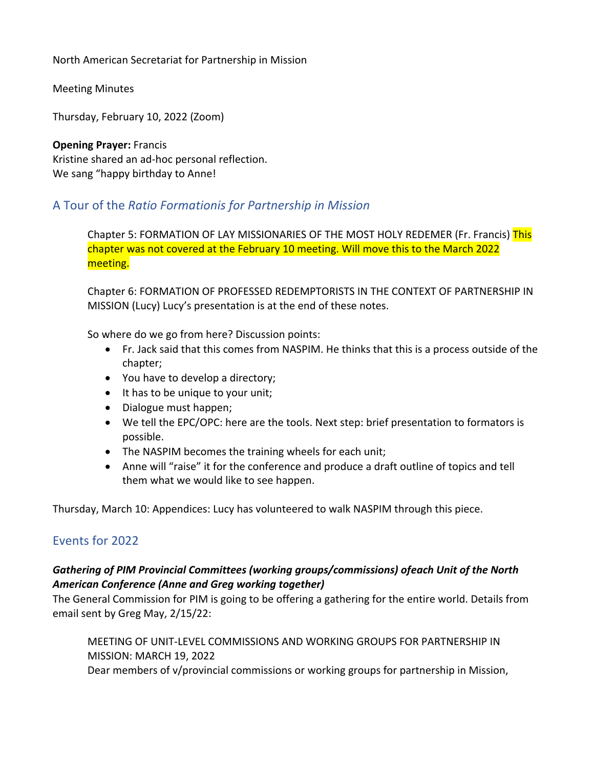North American Secretariat for Partnership in Mission

Meeting Minutes

Thursday, February 10, 2022 (Zoom)

**Opening Prayer:** Francis
Kristine shared an ad-hoc personal reflection.
We sang "happy birthday to Anne!

## A Tour of the *Ratio Formationis for Partnership in Mission*

Chapter 5: FORMATION OF LAY MISSIONARIES OF THE MOST HOLY REDEMER (Fr. Francis) This chapter was not covered at the February 10 meeting. Will move this to the March 2022 meeting.

Chapter 6: FORMATION OF PROFESSED REDEMPTORISTS IN THE CONTEXT OF PARTNERSHIP IN MISSION (Lucy) Lucy's presentation is at the end of these notes.

So where do we go from here? Discussion points:

- Fr. Jack said that this comes from NASPIM. He thinks that this is a process outside of the chapter;
- You have to develop a directory;
- It has to be unique to your unit;
- Dialogue must happen;
- We tell the EPC/OPC: here are the tools. Next step: brief presentation to formators is possible.
- The NASPIM becomes the training wheels for each unit;
- Anne will "raise" it for the conference and produce a draft outline of topics and tell them what we would like to see happen.

Thursday, March 10: Appendices: Lucy has volunteered to walk NASPIM through this piece.

## Events for 2022

### *Gathering of PIM Provincial Committees (working groups/commissions) ofeach Unit of the North American Conference (Anne and Greg working together)*

The General Commission for PIM is going to be offering a gathering for the entire world. Details from email sent by Greg May, 2/15/22:

MEETING OF UNIT-LEVEL COMMISSIONS AND WORKING GROUPS FOR PARTNERSHIP IN MISSION: MARCH 19, 2022
Dear members of v/provincial commissions or working groups for partnership in Mission,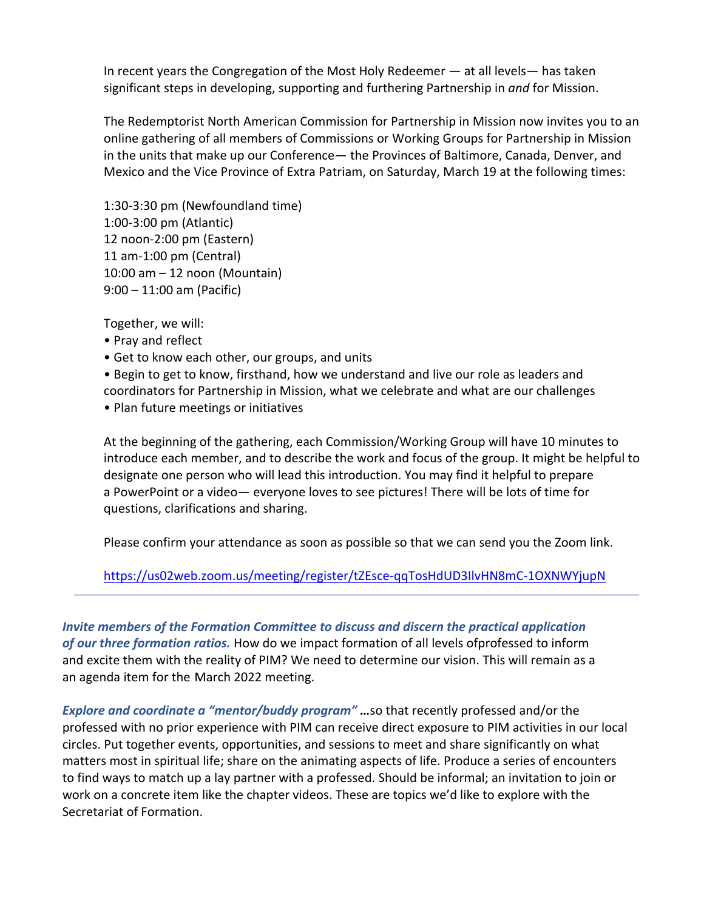In recent years the Congregation of the Most Holy Redeemer — at all levels— has taken significant steps in developing, supporting and furthering Partnership in *and* for Mission.

The Redemptorist North American Commission for Partnership in Mission now invites you to an online gathering of all members of Commissions or Working Groups for Partnership in Mission in the units that make up our Conference— the Provinces of Baltimore, Canada, Denver, and Mexico and the Vice Province of Extra Patriam, on Saturday, March 19 at the following times:

1:30-3:30 pm (Newfoundland time)
1:00-3:00 pm (Atlantic)
12 noon-2:00 pm (Eastern)
11 am-1:00 pm (Central)
10:00 am – 12 noon (Mountain)
9:00 – 11:00 am (Pacific)

Together, we will:

- Pray and reflect
- Get to know each other, our groups, and units
- Begin to get to know, firsthand, how we understand and live our role as leaders and coordinators for Partnership in Mission, what we celebrate and what are our challenges
- Plan future meetings or initiatives

At the beginning of the gathering, each Commission/Working Group will have 10 minutes to introduce each member, and to describe the work and focus of the group. It might be helpful to designate one person who will lead this introduction. You may find it helpful to prepare a PowerPoint or a video— everyone loves to see pictures! There will be lots of time for questions, clarifications and sharing.

Please confirm your attendance as soon as possible so that we can send you the Zoom link.

https://us02web.zoom.us/meeting/register/tZEsce-qqTosHdUD3IlvHN8mC-1OXNWYjupN

---

***Invite members of the Formation Committee to discuss and discern the practical application of our three formation ratios.*** How do we impact formation of all levels ofprofessed to inform and excite them with the reality of PIM? We need to determine our vision. This will remain as a an agenda item for the March 2022 meeting.

***Explore and coordinate a "mentor/buddy program" …***so that recently professed and/or the professed with no prior experience with PIM can receive direct exposure to PIM activities in our local circles. Put together events, opportunities, and sessions to meet and share significantly on what matters most in spiritual life; share on the animating aspects of life. Produce a series of encounters to find ways to match up a lay partner with a professed. Should be informal; an invitation to join or work on a concrete item like the chapter videos. These are topics we'd like to explore with the Secretariat of Formation.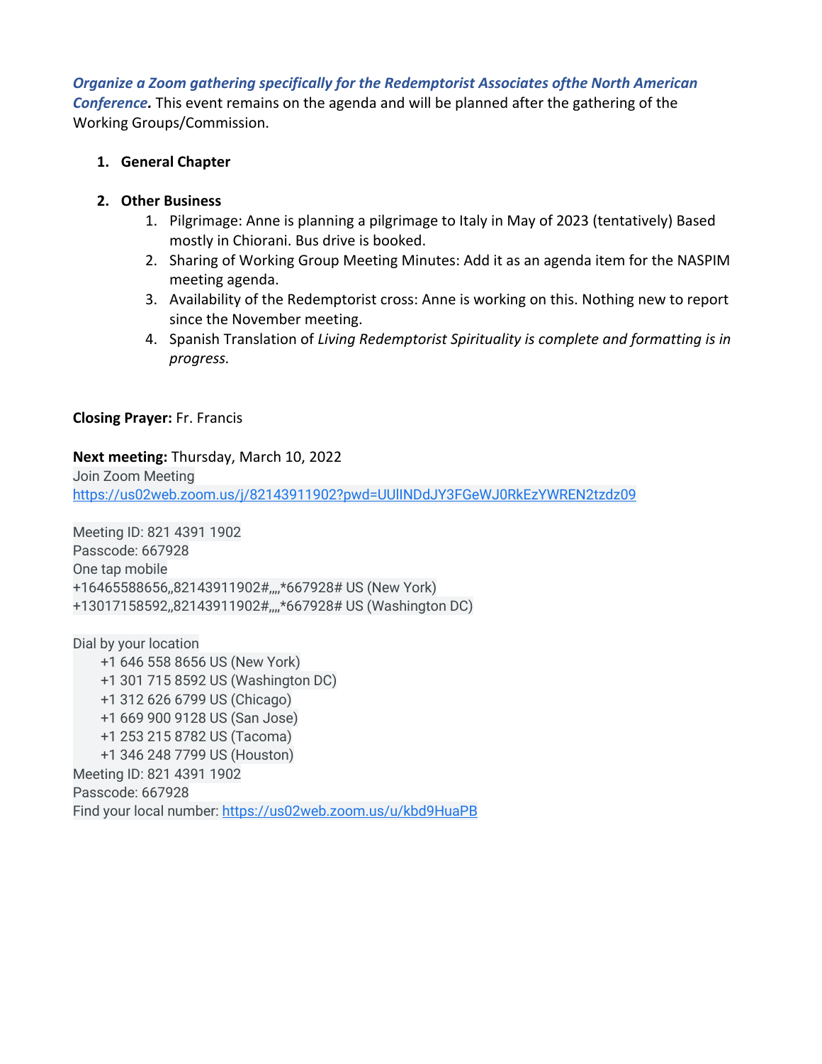***Organize a Zoom gathering specifically for the Redemptorist Associates ofthe North American Conference.*** This event remains on the agenda and will be planned after the gathering of the Working Groups/Commission.

1. **General Chapter**

2. **Other Business**
    1. Pilgrimage: Anne is planning a pilgrimage to Italy in May of 2023 (tentatively) Based mostly in Chiorani. Bus drive is booked.
    2. Sharing of Working Group Meeting Minutes: Add it as an agenda item for the NASPIM meeting agenda.
    3. Availability of the Redemptorist cross: Anne is working on this. Nothing new to report since the November meeting.
    4. Spanish Translation of *Living Redemptorist Spirituality is complete and formatting is in progress.*

**Closing Prayer:** Fr. Francis

**Next meeting:** Thursday, March 10, 2022
Join Zoom Meeting
https://us02web.zoom.us/j/82143911902?pwd=UUlINDdJY3FGeWJ0RkEzYWREN2tzdz09

Meeting ID: 821 4391 1902
Passcode: 667928
One tap mobile
+16465588656,,82143911902#,,,,*667928# US (New York)
+13017158592,,82143911902#,,,,*667928# US (Washington DC)

Dial by your location
+1 646 558 8656 US (New York)
+1 301 715 8592 US (Washington DC)
+1 312 626 6799 US (Chicago)
+1 669 900 9128 US (San Jose)
+1 253 215 8782 US (Tacoma)
+1 346 248 7799 US (Houston)
Meeting ID: 821 4391 1902
Passcode: 667928
Find your local number: https://us02web.zoom.us/u/kbd9HuaPB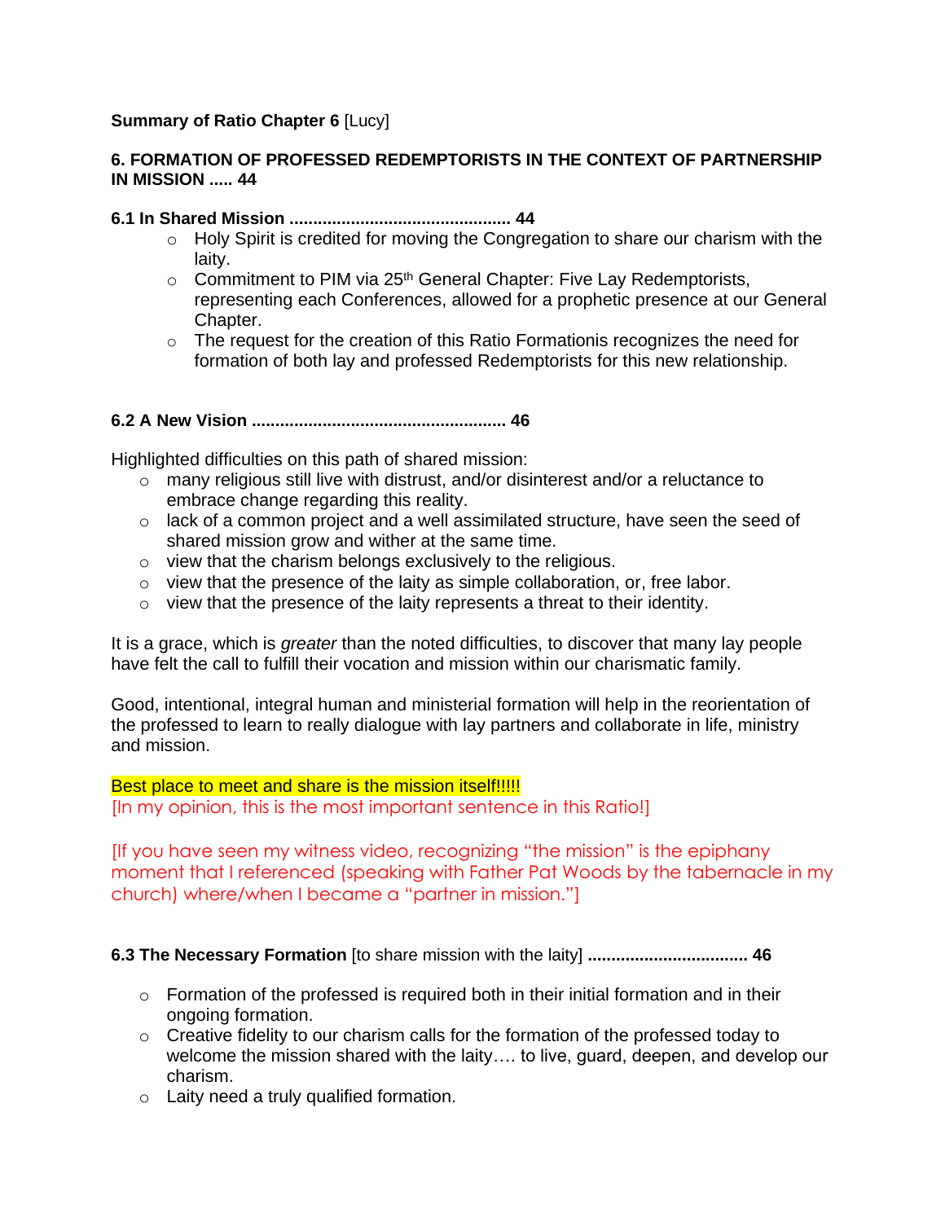**Summary of Ratio Chapter 6** [Lucy]

**6. FORMATION OF PROFESSED REDEMPTORISTS IN THE CONTEXT OF PARTNERSHIP IN MISSION ..... 44**

**6.1 In Shared Mission .............................................. 44**

- Holy Spirit is credited for moving the Congregation to share our charism with the laity.
- Commitment to PIM via 25th General Chapter: Five Lay Redemptorists, representing each Conferences, allowed for a prophetic presence at our General Chapter.
- The request for the creation of this Ratio Formationis recognizes the need for formation of both lay and professed Redemptorists for this new relationship.

**6.2 A New Vision ..................................................... 46**

Highlighted difficulties on this path of shared mission:

- many religious still live with distrust, and/or disinterest and/or a reluctance to embrace change regarding this reality.
- lack of a common project and a well assimilated structure, have seen the seed of shared mission grow and wither at the same time.
- view that the charism belongs exclusively to the religious.
- view that the presence of the laity as simple collaboration, or, free labor.
- view that the presence of the laity represents a threat to their identity.

It is a grace, which is *greater* than the noted difficulties, to discover that many lay people have felt the call to fulfill their vocation and mission within our charismatic family.

Good, intentional, integral human and ministerial formation will help in the reorientation of the professed to learn to really dialogue with lay partners and collaborate in life, ministry and mission.

Best place to meet and share is the mission itself!!!!!
[In my opinion, this is the most important sentence in this Ratio!]

[If you have seen my witness video, recognizing "the mission" is the epiphany moment that I referenced (speaking with Father Pat Woods by the tabernacle in my church) where/when I became a "partner in mission."]

**6.3 The Necessary Formation** [to share mission with the laity] **................................. 46**

- Formation of the professed is required both in their initial formation and in their ongoing formation.
- Creative fidelity to our charism calls for the formation of the professed today to welcome the mission shared with the laity…. to live, guard, deepen, and develop our charism.
- Laity need a truly qualified formation.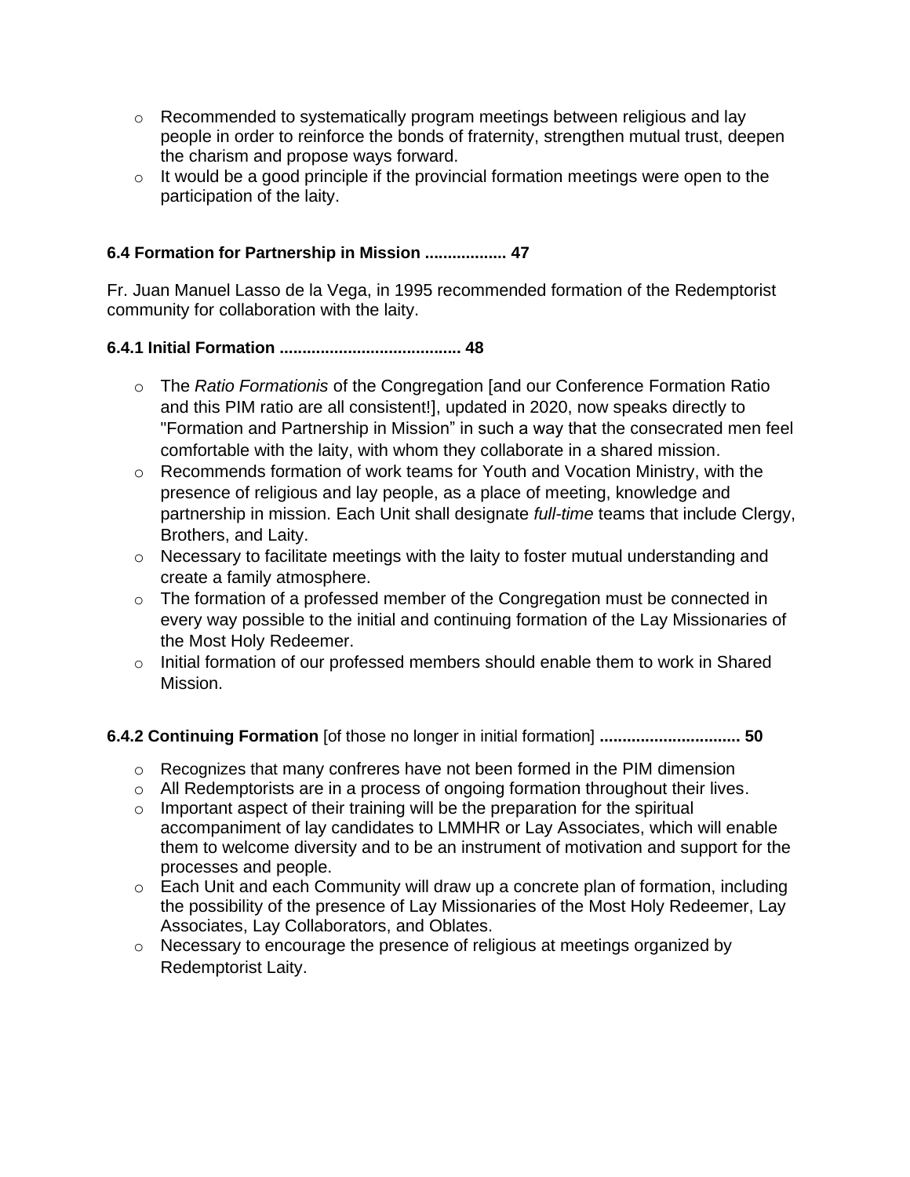- Recommended to systematically program meetings between religious and lay people in order to reinforce the bonds of fraternity, strengthen mutual trust, deepen the charism and propose ways forward.
- It would be a good principle if the provincial formation meetings were open to the participation of the laity.

### 6.4 Formation for Partnership in Mission .................. 47

Fr. Juan Manuel Lasso de la Vega, in 1995 recommended formation of the Redemptorist community for collaboration with the laity.

#### 6.4.1 Initial Formation ........................................ 48

- The *Ratio Formationis* of the Congregation [and our Conference Formation Ratio and this PIM ratio are all consistent!], updated in 2020, now speaks directly to "Formation and Partnership in Mission" in such a way that the consecrated men feel comfortable with the laity, with whom they collaborate in a shared mission.
- Recommends formation of work teams for Youth and Vocation Ministry, with the presence of religious and lay people, as a place of meeting, knowledge and partnership in mission. Each Unit shall designate *full-time* teams that include Clergy, Brothers, and Laity.
- Necessary to facilitate meetings with the laity to foster mutual understanding and create a family atmosphere.
- The formation of a professed member of the Congregation must be connected in every way possible to the initial and continuing formation of the Lay Missionaries of the Most Holy Redeemer.
- Initial formation of our professed members should enable them to work in Shared Mission.

#### 6.4.2 Continuing Formation [of those no longer in initial formation] .............................. 50

- Recognizes that many confreres have not been formed in the PIM dimension
- All Redemptorists are in a process of ongoing formation throughout their lives.
- Important aspect of their training will be the preparation for the spiritual accompaniment of lay candidates to LMMHR or Lay Associates, which will enable them to welcome diversity and to be an instrument of motivation and support for the processes and people.
- Each Unit and each Community will draw up a concrete plan of formation, including the possibility of the presence of Lay Missionaries of the Most Holy Redeemer, Lay Associates, Lay Collaborators, and Oblates.
- Necessary to encourage the presence of religious at meetings organized by Redemptorist Laity.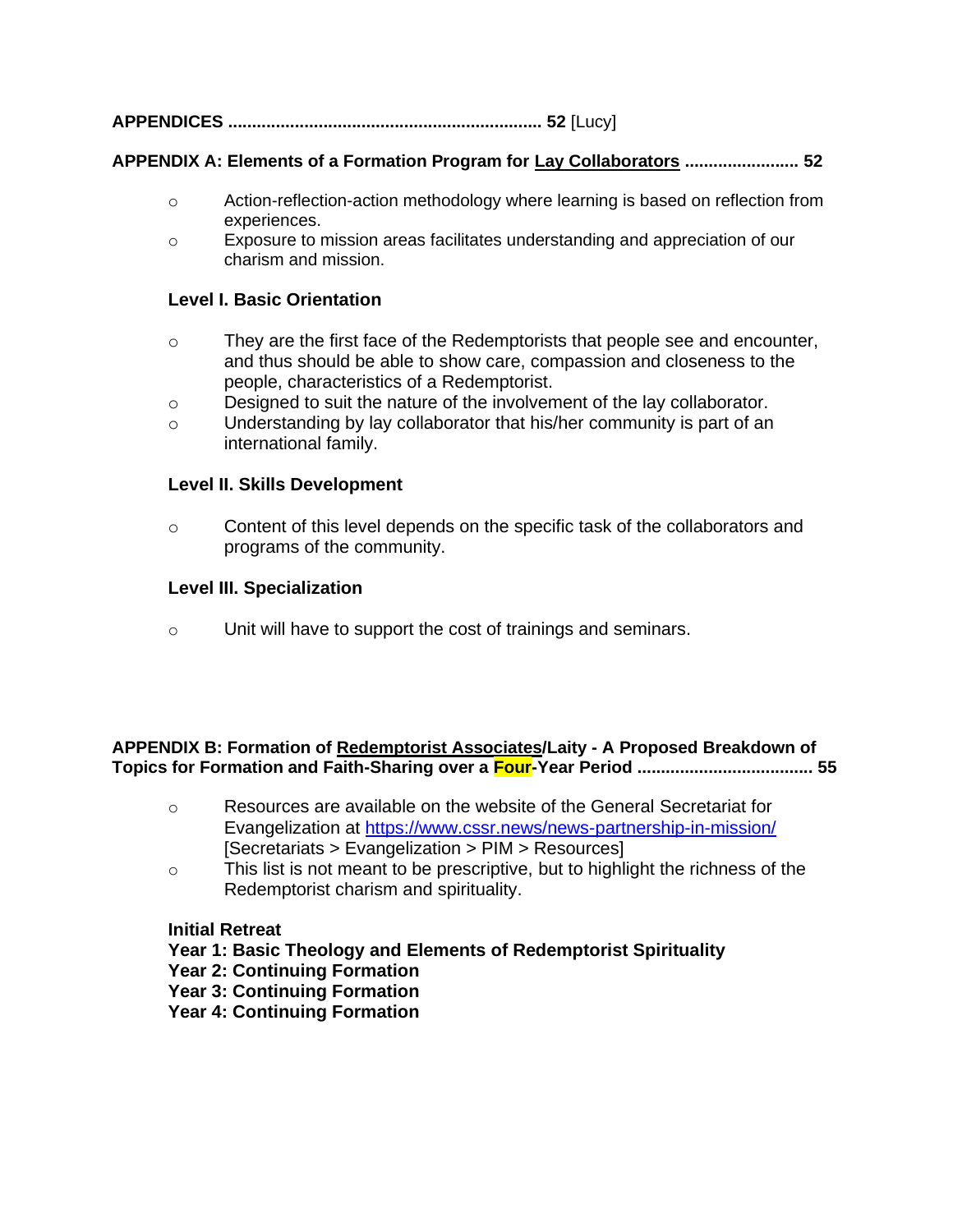**APPENDICES ................................................................ 52** [Lucy]

**APPENDIX A: Elements of a Formation Program for Lay Collaborators ........................ 52**

- Action-reflection-action methodology where learning is based on reflection from experiences.
- Exposure to mission areas facilitates understanding and appreciation of our charism and mission.

**Level I. Basic Orientation**

- They are the first face of the Redemptorists that people see and encounter, and thus should be able to show care, compassion and closeness to the people, characteristics of a Redemptorist.
- Designed to suit the nature of the involvement of the lay collaborator.
- Understanding by lay collaborator that his/her community is part of an international family.

**Level II. Skills Development**

- Content of this level depends on the specific task of the collaborators and programs of the community.

**Level III. Specialization**

- Unit will have to support the cost of trainings and seminars.

**APPENDIX B: Formation of Redemptorist Associates/Laity - A Proposed Breakdown of Topics for Formation and Faith-Sharing over a Four-Year Period .................................... 55**

- Resources are available on the website of the General Secretariat for Evangelization at https://www.cssr.news/news-partnership-in-mission/ [Secretariats > Evangelization > PIM > Resources]
- This list is not meant to be prescriptive, but to highlight the richness of the Redemptorist charism and spirituality.

**Initial Retreat**
**Year 1: Basic Theology and Elements of Redemptorist Spirituality**
**Year 2: Continuing Formation**
**Year 3: Continuing Formation**
**Year 4: Continuing Formation**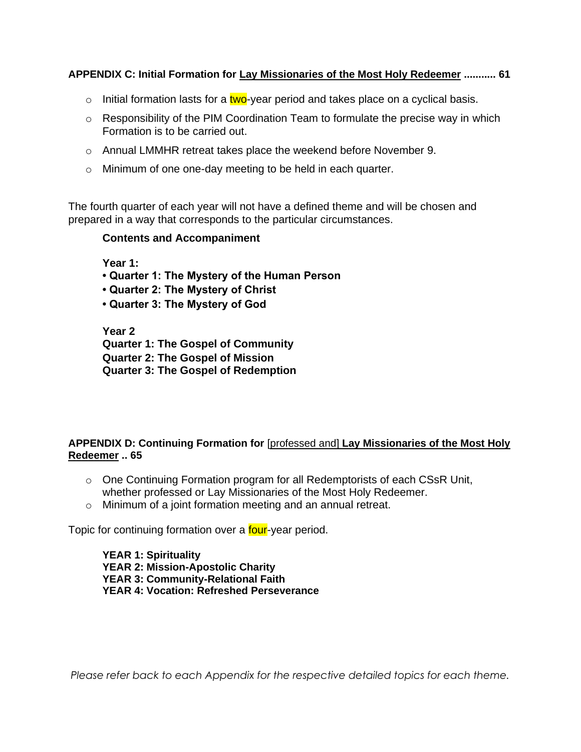**APPENDIX C: Initial Formation for <u>Lay Missionaries of the Most Holy Redeemer</u> ........... 61**

- Initial formation lasts for a two-year period and takes place on a cyclical basis.
- Responsibility of the PIM Coordination Team to formulate the precise way in which Formation is to be carried out.
- Annual LMMHR retreat takes place the weekend before November 9.
- Minimum of one one-day meeting to be held in each quarter.

The fourth quarter of each year will not have a defined theme and will be chosen and prepared in a way that corresponds to the particular circumstances.

**Contents and Accompaniment**

**Year 1:**
- **Quarter 1: The Mystery of the Human Person**
- **Quarter 2: The Mystery of Christ**
- **Quarter 3: The Mystery of God**

**Year 2**
**Quarter 1: The Gospel of Community**
**Quarter 2: The Gospel of Mission**
**Quarter 3: The Gospel of Redemption**

**APPENDIX D: Continuing Formation for** [professed and] **<u>Lay Missionaries of the Most Holy Redeemer</u> .. 65**

- One Continuing Formation program for all Redemptorists of each CSsR Unit, whether professed or Lay Missionaries of the Most Holy Redeemer.
- Minimum of a joint formation meeting and an annual retreat.

Topic for continuing formation over a four-year period.

**YEAR 1: Spirituality**
**YEAR 2: Mission-Apostolic Charity**
**YEAR 3: Community-Relational Faith**
**YEAR 4: Vocation: Refreshed Perseverance**

*Please refer back to each Appendix for the respective detailed topics for each theme.*